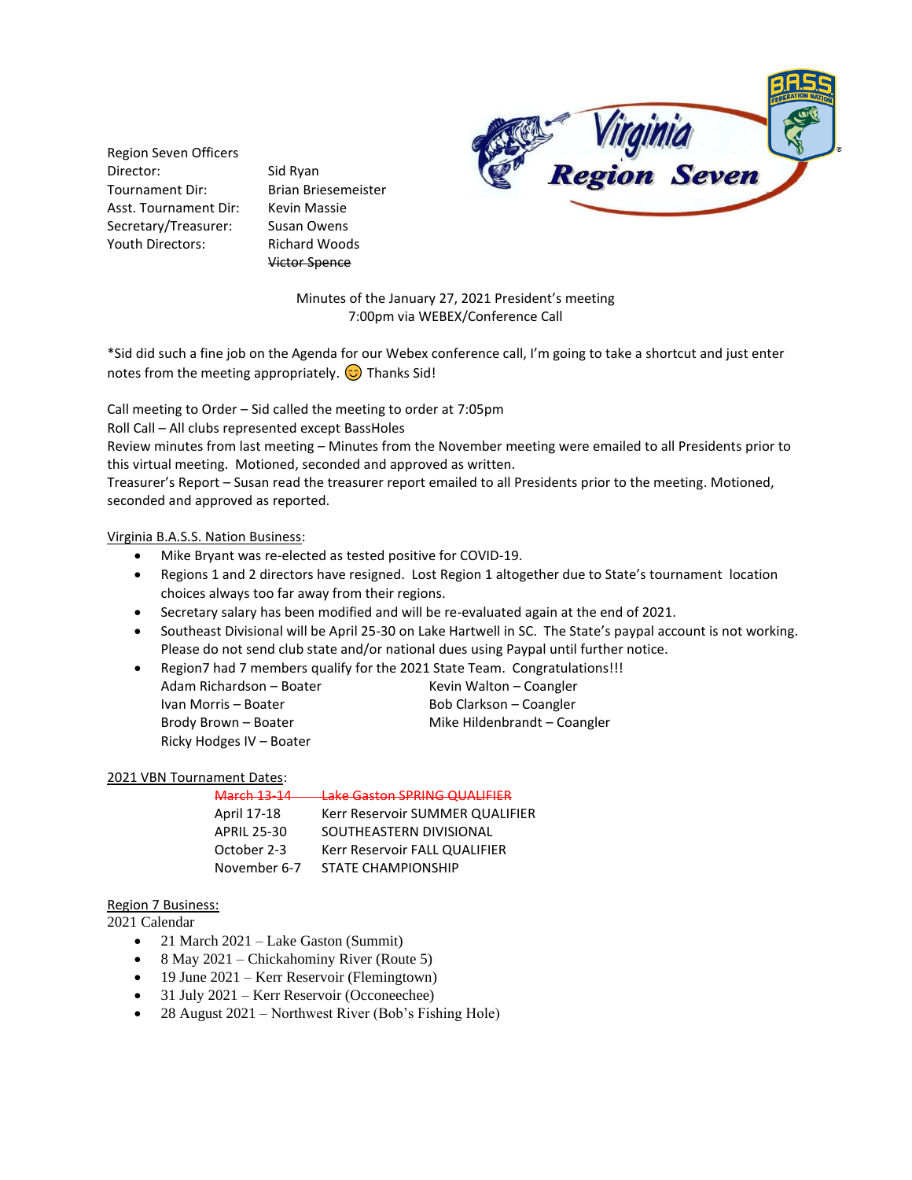Region Seven Officers

| | |
|---|---|
| Director: | Sid Ryan |
| Tournament Dir: | Brian Briesemeister |
| Asst. Tournament Dir: | Kevin Massie |
| Secretary/Treasurer: | Susan Owens |
| Youth Directors: | Richard Woods |
| | ~~Victor Spence~~ |

Minutes of the January 27, 2021 President's meeting
7:00pm via WEBEX/Conference Call

*Sid did such a fine job on the Agenda for our Webex conference call, I'm going to take a shortcut and just enter notes from the meeting appropriately. 😊 Thanks Sid!

Call meeting to Order – Sid called the meeting to order at 7:05pm
Roll Call – All clubs represented except BassHoles
Review minutes from last meeting – Minutes from the November meeting were emailed to all Presidents prior to this virtual meeting. Motioned, seconded and approved as written.
Treasurer's Report – Susan read the treasurer report emailed to all Presidents prior to the meeting. Motioned, seconded and approved as reported.

Virginia B.A.S.S. Nation Business:

- Mike Bryant was re-elected as tested positive for COVID-19.
- Regions 1 and 2 directors have resigned. Lost Region 1 altogether due to State's tournament location choices always too far away from their regions.
- Secretary salary has been modified and will be re-evaluated again at the end of 2021.
- Southeast Divisional will be April 25-30 on Lake Hartwell in SC. The State's paypal account is not working. Please do not send club state and/or national dues using Paypal until further notice.
- Region7 had 7 members qualify for the 2021 State Team. Congratulations!!!

| | |
|---|---|
| Adam Richardson – Boater | Kevin Walton – Coangler |
| Ivan Morris – Boater | Bob Clarkson – Coangler |
| Brody Brown – Boater | Mike Hildenbrandt – Coangler |
| Ricky Hodges IV – Boater | |

2021 VBN Tournament Dates:

| | |
|---|---|
| ~~March 13-14~~ | ~~Lake Gaston SPRING QUALIFIER~~ |
| April 17-18 | Kerr Reservoir SUMMER QUALIFIER |
| APRIL 25-30 | SOUTHEASTERN DIVISIONAL |
| October 2-3 | Kerr Reservoir FALL QUALIFIER |
| November 6-7 | STATE CHAMPIONSHIP |

Region 7 Business:
2021 Calendar

- 21 March 2021 – Lake Gaston (Summit)
- 8 May 2021 – Chickahominy River (Route 5)
- 19 June 2021 – Kerr Reservoir (Flemingtown)
- 31 July 2021 – Kerr Reservoir (Occoneechee)
- 28 August 2021 – Northwest River (Bob's Fishing Hole)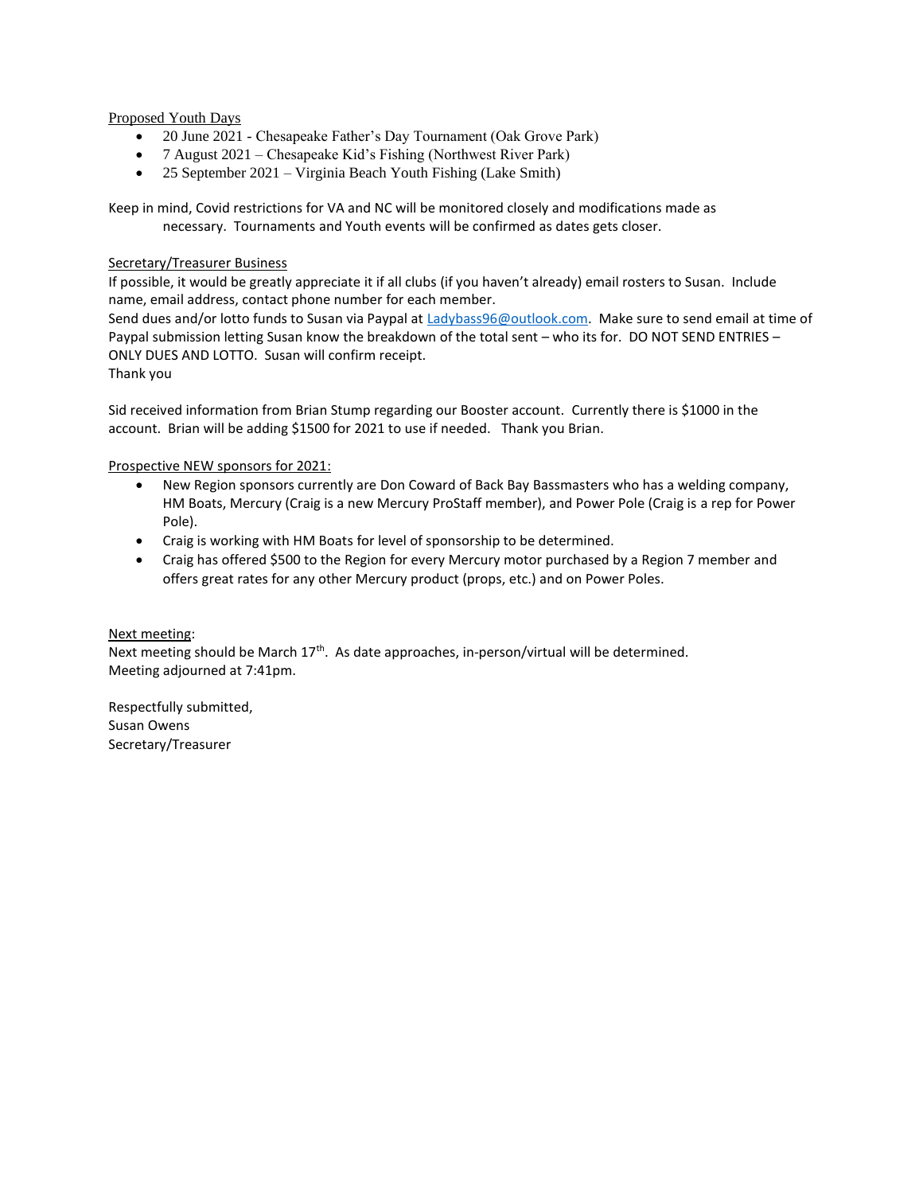Proposed Youth Days

- 20 June 2021 - Chesapeake Father's Day Tournament (Oak Grove Park)
- 7 August 2021 – Chesapeake Kid's Fishing (Northwest River Park)
- 25 September 2021 – Virginia Beach Youth Fishing (Lake Smith)

Keep in mind, Covid restrictions for VA and NC will be monitored closely and modifications made as necessary. Tournaments and Youth events will be confirmed as dates gets closer.

Secretary/Treasurer Business

If possible, it would be greatly appreciate it if all clubs (if you haven't already) email rosters to Susan. Include name, email address, contact phone number for each member.

Send dues and/or lotto funds to Susan via Paypal at Ladybass96@outlook.com. Make sure to send email at time of Paypal submission letting Susan know the breakdown of the total sent – who its for. DO NOT SEND ENTRIES – ONLY DUES AND LOTTO. Susan will confirm receipt.

Thank you

Sid received information from Brian Stump regarding our Booster account. Currently there is $1000 in the account. Brian will be adding $1500 for 2021 to use if needed. Thank you Brian.

Prospective NEW sponsors for 2021:

- New Region sponsors currently are Don Coward of Back Bay Bassmasters who has a welding company, HM Boats, Mercury (Craig is a new Mercury ProStaff member), and Power Pole (Craig is a rep for Power Pole).
- Craig is working with HM Boats for level of sponsorship to be determined.
- Craig has offered $500 to the Region for every Mercury motor purchased by a Region 7 member and offers great rates for any other Mercury product (props, etc.) and on Power Poles.

Next meeting:

Next meeting should be March 17th. As date approaches, in-person/virtual will be determined.

Meeting adjourned at 7:41pm.

Respectfully submitted,

Susan Owens

Secretary/Treasurer